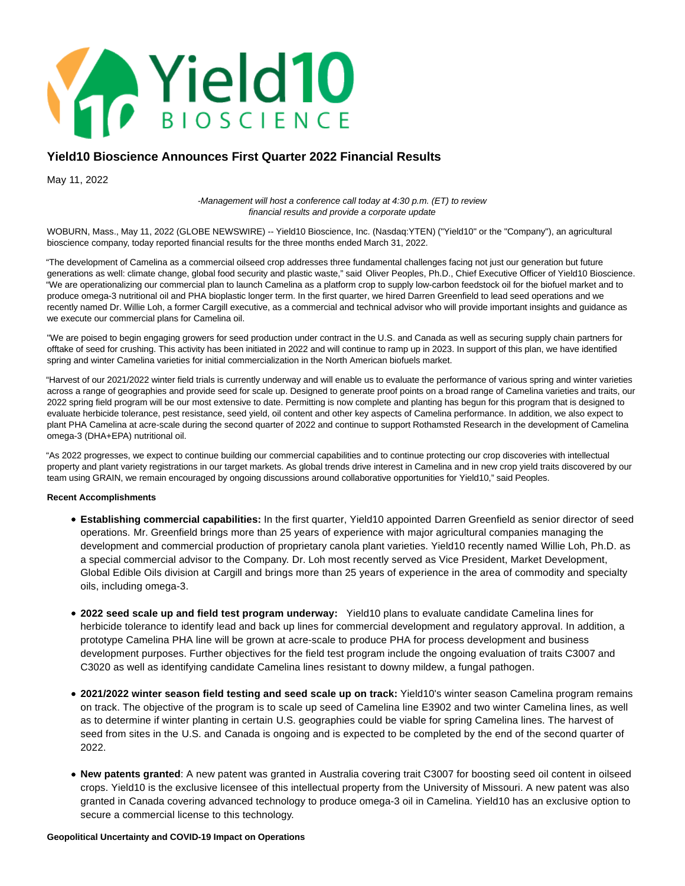# Yield10 Bioscience Announces First Quarter 2022 Financial Results

May 11, 2022

*-Management will host a conference call today at 4:30 p.m. (ET) to review financial results and provide a corporate update*

WOBURN, Mass., May 11, 2022 (GLOBE NEWSWIRE) -- Yield10 Bioscience, Inc. (Nasdaq:YTEN) ("Yield10" or the "Company"), an agricultural bioscience company, today reported financial results for the three months ended March 31, 2022.

"The development of Camelina as a commercial oilseed crop addresses three fundamental challenges facing not just our generation but future generations as well: climate change, global food security and plastic waste," said Oliver Peoples, Ph.D., Chief Executive Officer of Yield10 Bioscience. "We are operationalizing our commercial plan to launch Camelina as a platform crop to supply low-carbon feedstock oil for the biofuel market and to produce omega-3 nutritional oil and PHA bioplastic longer term. In the first quarter, we hired Darren Greenfield to lead seed operations and we recently named Dr. Willie Loh, a former Cargill executive, as a commercial and technical advisor who will provide important insights and guidance as we execute our commercial plans for Camelina oil.

"We are poised to begin engaging growers for seed production under contract in the U.S. and Canada as well as securing supply chain partners for offtake of seed for crushing. This activity has been initiated in 2022 and will continue to ramp up in 2023. In support of this plan, we have identified spring and winter Camelina varieties for initial commercialization in the North American biofuels market.

"Harvest of our 2021/2022 winter field trials is currently underway and will enable us to evaluate the performance of various spring and winter varieties across a range of geographies and provide seed for scale up. Designed to generate proof points on a broad range of Camelina varieties and traits, our 2022 spring field program will be our most extensive to date. Permitting is now complete and planting has begun for this program that is designed to evaluate herbicide tolerance, pest resistance, seed yield, oil content and other key aspects of Camelina performance. In addition, we also expect to plant PHA Camelina at acre-scale during the second quarter of 2022 and continue to support Rothamsted Research in the development of Camelina omega-3 (DHA+EPA) nutritional oil.

"As 2022 progresses, we expect to continue building our commercial capabilities and to continue protecting our crop discoveries with intellectual property and plant variety registrations in our target markets. As global trends drive interest in Camelina and in new crop yield traits discovered by our team using GRAIN, we remain encouraged by ongoing discussions around collaborative opportunities for Yield10," said Peoples.

**Recent Accomplishments**

- **Establishing commercial capabilities:** In the first quarter, Yield10 appointed Darren Greenfield as senior director of seed operations. Mr. Greenfield brings more than 25 years of experience with major agricultural companies managing the development and commercial production of proprietary canola plant varieties. Yield10 recently named Willie Loh, Ph.D. as a special commercial advisor to the Company. Dr. Loh most recently served as Vice President, Market Development, Global Edible Oils division at Cargill and brings more than 25 years of experience in the area of commodity and specialty oils, including omega-3.
- **2022 seed scale up and field test program underway:** Yield10 plans to evaluate candidate Camelina lines for herbicide tolerance to identify lead and back up lines for commercial development and regulatory approval. In addition, a prototype Camelina PHA line will be grown at acre-scale to produce PHA for process development and business development purposes. Further objectives for the field test program include the ongoing evaluation of traits C3007 and C3020 as well as identifying candidate Camelina lines resistant to downy mildew, a fungal pathogen.
- **2021/2022 winter season field testing and seed scale up on track:** Yield10's winter season Camelina program remains on track. The objective of the program is to scale up seed of Camelina line E3902 and two winter Camelina lines, as well as to determine if winter planting in certain U.S. geographies could be viable for spring Camelina lines. The harvest of seed from sites in the U.S. and Canada is ongoing and is expected to be completed by the end of the second quarter of 2022.
- **New patents granted**: A new patent was granted in Australia covering trait C3007 for boosting seed oil content in oilseed crops. Yield10 is the exclusive licensee of this intellectual property from the University of Missouri. A new patent was also granted in Canada covering advanced technology to produce omega-3 oil in Camelina. Yield10 has an exclusive option to secure a commercial license to this technology.

**Geopolitical Uncertainty and COVID-19 Impact on Operations**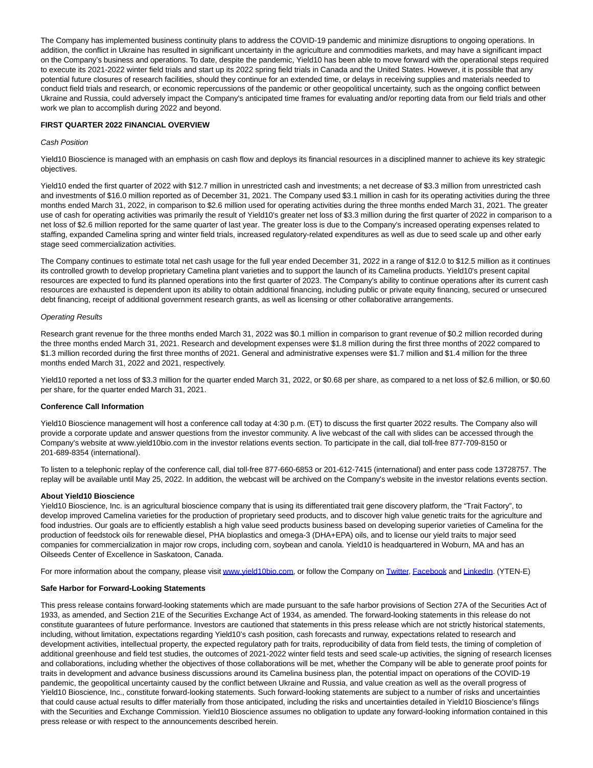The Company has implemented business continuity plans to address the COVID-19 pandemic and minimize disruptions to ongoing operations. In addition, the conflict in Ukraine has resulted in significant uncertainty in the agriculture and commodities markets, and may have a significant impact on the Company's business and operations. To date, despite the pandemic, Yield10 has been able to move forward with the operational steps required to execute its 2021-2022 winter field trials and start up its 2022 spring field trials in Canada and the United States. However, it is possible that any potential future closures of research facilities, should they continue for an extended time, or delays in receiving supplies and materials needed to conduct field trials and research, or economic repercussions of the pandemic or other geopolitical uncertainty, such as the ongoing conflict between Ukraine and Russia, could adversely impact the Company's anticipated time frames for evaluating and/or reporting data from our field trials and other work we plan to accomplish during 2022 and beyond.

**FIRST QUARTER 2022 FINANCIAL OVERVIEW**

*Cash Position*

Yield10 Bioscience is managed with an emphasis on cash flow and deploys its financial resources in a disciplined manner to achieve its key strategic objectives.

Yield10 ended the first quarter of 2022 with $12.7 million in unrestricted cash and investments; a net decrease of $3.3 million from unrestricted cash and investments of $16.0 million reported as of December 31, 2021. The Company used $3.1 million in cash for its operating activities during the three months ended March 31, 2022, in comparison to $2.6 million used for operating activities during the three months ended March 31, 2021. The greater use of cash for operating activities was primarily the result of Yield10's greater net loss of $3.3 million during the first quarter of 2022 in comparison to a net loss of $2.6 million reported for the same quarter of last year. The greater loss is due to the Company's increased operating expenses related to staffing, expanded Camelina spring and winter field trials, increased regulatory-related expenditures as well as due to seed scale up and other early stage seed commercialization activities.

The Company continues to estimate total net cash usage for the full year ended December 31, 2022 in a range of $12.0 to $12.5 million as it continues its controlled growth to develop proprietary Camelina plant varieties and to support the launch of its Camelina products. Yield10's present capital resources are expected to fund its planned operations into the first quarter of 2023. The Company's ability to continue operations after its current cash resources are exhausted is dependent upon its ability to obtain additional financing, including public or private equity financing, secured or unsecured debt financing, receipt of additional government research grants, as well as licensing or other collaborative arrangements.

*Operating Results*

Research grant revenue for the three months ended March 31, 2022 was $0.1 million in comparison to grant revenue of $0.2 million recorded during the three months ended March 31, 2021. Research and development expenses were $1.8 million during the first three months of 2022 compared to $1.3 million recorded during the first three months of 2021. General and administrative expenses were $1.7 million and $1.4 million for the three months ended March 31, 2022 and 2021, respectively.

Yield10 reported a net loss of $3.3 million for the quarter ended March 31, 2022, or $0.68 per share, as compared to a net loss of $2.6 million, or $0.60 per share, for the quarter ended March 31, 2021.

**Conference Call Information**

Yield10 Bioscience management will host a conference call today at 4:30 p.m. (ET) to discuss the first quarter 2022 results. The Company also will provide a corporate update and answer questions from the investor community. A live webcast of the call with slides can be accessed through the Company's website at www.yield10bio.com in the investor relations events section. To participate in the call, dial toll-free 877-709-8150 or 201-689-8354 (international).

To listen to a telephonic replay of the conference call, dial toll-free 877-660-6853 or 201-612-7415 (international) and enter pass code 13728757. The replay will be available until May 25, 2022. In addition, the webcast will be archived on the Company's website in the investor relations events section.

**About Yield10 Bioscience**

Yield10 Bioscience, Inc. is an agricultural bioscience company that is using its differentiated trait gene discovery platform, the "Trait Factory", to develop improved Camelina varieties for the production of proprietary seed products, and to discover high value genetic traits for the agriculture and food industries. Our goals are to efficiently establish a high value seed products business based on developing superior varieties of Camelina for the production of feedstock oils for renewable diesel, PHA bioplastics and omega-3 (DHA+EPA) oils, and to license our yield traits to major seed companies for commercialization in major row crops, including corn, soybean and canola. Yield10 is headquartered in Woburn, MA and has an Oilseeds Center of Excellence in Saskatoon, Canada.

For more information about the company, please visit www.yield10bio.com, or follow the Company on Twitter, Facebook and LinkedIn. (YTEN-E)

**Safe Harbor for Forward-Looking Statements**

This press release contains forward-looking statements which are made pursuant to the safe harbor provisions of Section 27A of the Securities Act of 1933, as amended, and Section 21E of the Securities Exchange Act of 1934, as amended. The forward-looking statements in this release do not constitute guarantees of future performance. Investors are cautioned that statements in this press release which are not strictly historical statements, including, without limitation, expectations regarding Yield10's cash position, cash forecasts and runway, expectations related to research and development activities, intellectual property, the expected regulatory path for traits, reproducibility of data from field tests, the timing of completion of additional greenhouse and field test studies, the outcomes of 2021-2022 winter field tests and seed scale-up activities, the signing of research licenses and collaborations, including whether the objectives of those collaborations will be met, whether the Company will be able to generate proof points for traits in development and advance business discussions around its Camelina business plan, the potential impact on operations of the COVID-19 pandemic, the geopolitical uncertainty caused by the conflict between Ukraine and Russia, and value creation as well as the overall progress of Yield10 Bioscience, Inc., constitute forward-looking statements. Such forward-looking statements are subject to a number of risks and uncertainties that could cause actual results to differ materially from those anticipated, including the risks and uncertainties detailed in Yield10 Bioscience's filings with the Securities and Exchange Commission. Yield10 Bioscience assumes no obligation to update any forward-looking information contained in this press release or with respect to the announcements described herein.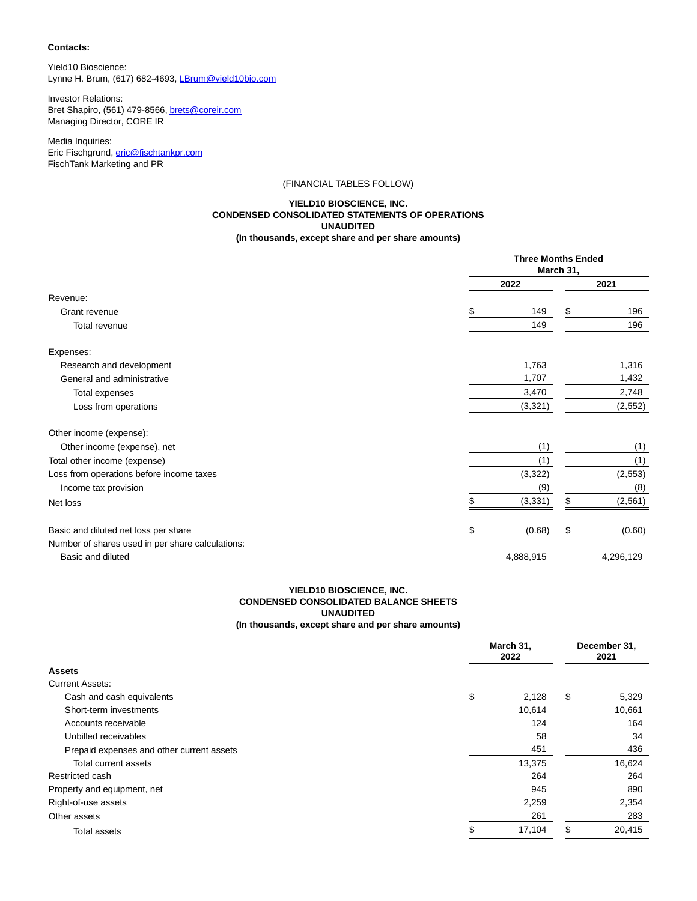**Contacts:**

Yield10 Bioscience:
Lynne H. Brum, (617) 682-4693, LBrum@yield10bio.com

Investor Relations:
Bret Shapiro, (561) 479-8566, brets@coreir.com
Managing Director, CORE IR

Media Inquiries:
Eric Fischgrund, eric@fischtankpr.com
FischTank Marketing and PR

(FINANCIAL TABLES FOLLOW)

**YIELD10 BIOSCIENCE, INC.**
**CONDENSED CONSOLIDATED STATEMENTS OF OPERATIONS**
**UNAUDITED**
**(In thousands, except share and per share amounts)**

| | Three Months Ended March 31, | |
|---|---|---|
| | **2022** | **2021** |
| Revenue: | | |
| Grant revenue | $ 149 | $ 196 |
| Total revenue | 149 | 196 |
| Expenses: | | |
| Research and development | 1,763 | 1,316 |
| General and administrative | 1,707 | 1,432 |
| Total expenses | 3,470 | 2,748 |
| Loss from operations | (3,321) | (2,552) |
| Other income (expense): | | |
| Other income (expense), net | (1) | (1) |
| Total other income (expense) | (1) | (1) |
| Loss from operations before income taxes | (3,322) | (2,553) |
| Income tax provision | (9) | (8) |
| Net loss | $ (3,331) | $ (2,561) |
| Basic and diluted net loss per share | $ (0.68) | $ (0.60) |
| Number of shares used in per share calculations: | | |
| Basic and diluted | 4,888,915 | 4,296,129 |

**YIELD10 BIOSCIENCE, INC.**
**CONDENSED CONSOLIDATED BALANCE SHEETS**
**UNAUDITED**
**(In thousands, except share and per share amounts)**

| | March 31, 2022 | December 31, 2021 |
|---|---|---|
| **Assets** | | |
| Current Assets: | | |
| Cash and cash equivalents | $ 2,128 | $ 5,329 |
| Short-term investments | 10,614 | 10,661 |
| Accounts receivable | 124 | 164 |
| Unbilled receivables | 58 | 34 |
| Prepaid expenses and other current assets | 451 | 436 |
| Total current assets | 13,375 | 16,624 |
| Restricted cash | 264 | 264 |
| Property and equipment, net | 945 | 890 |
| Right-of-use assets | 2,259 | 2,354 |
| Other assets | 261 | 283 |
| Total assets | $ 17,104 | $ 20,415 |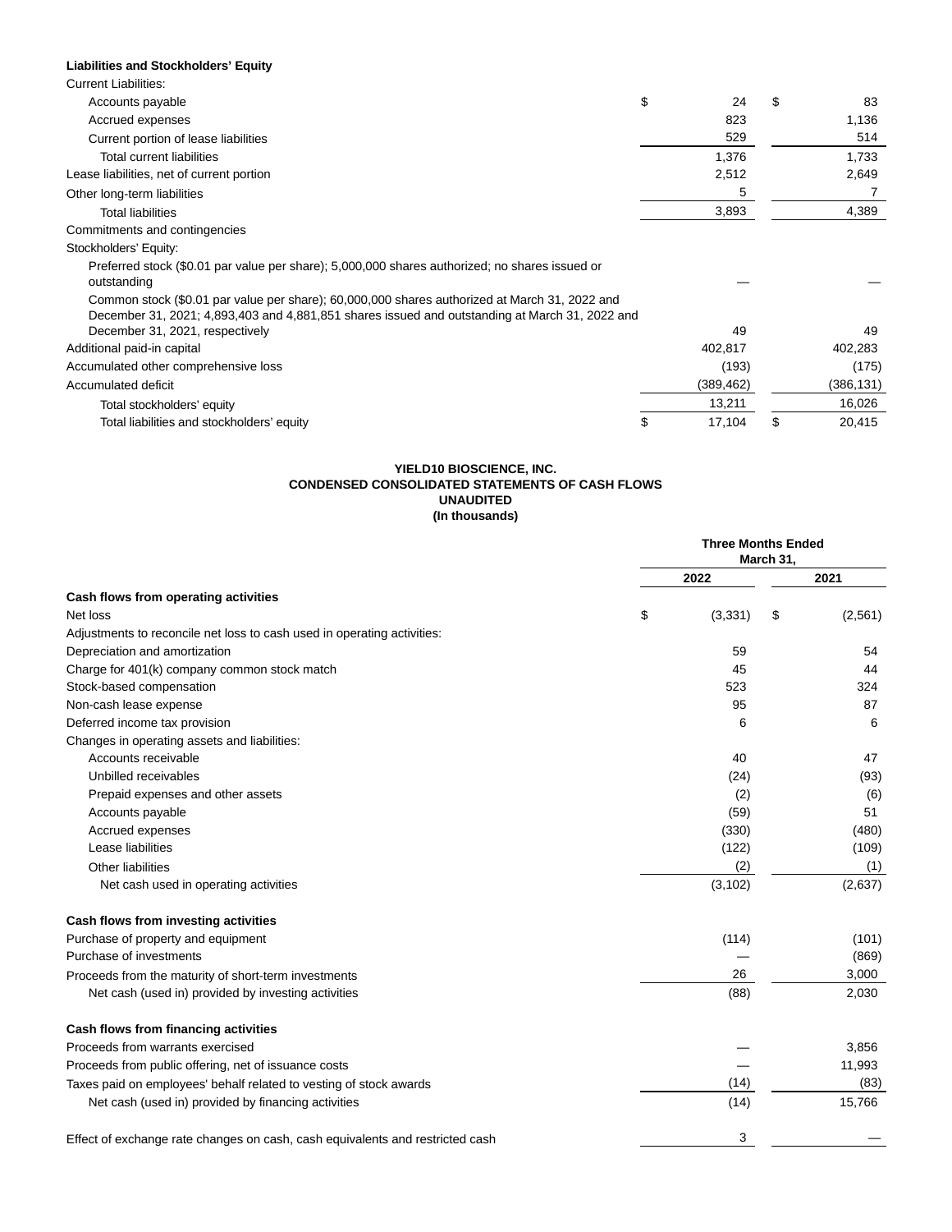| | | |
|---|---|---|
| **Liabilities and Stockholders' Equity** | | |
| Current Liabilities: | | |
| Accounts payable | $ 24 | $ 83 |
| Accrued expenses | 823 | 1,136 |
| Current portion of lease liabilities | 529 | 514 |
| Total current liabilities | 1,376 | 1,733 |
| Lease liabilities, net of current portion | 2,512 | 2,649 |
| Other long-term liabilities | 5 | 7 |
| Total liabilities | 3,893 | 4,389 |
| Commitments and contingencies | | |
| Stockholders' Equity: | | |
| Preferred stock ($0.01 par value per share); 5,000,000 shares authorized; no shares issued or outstanding | — | — |
| Common stock ($0.01 par value per share); 60,000,000 shares authorized at March 31, 2022 and December 31, 2021; 4,893,403 and 4,881,851 shares issued and outstanding at March 31, 2022 and December 31, 2021, respectively | 49 | 49 |
| Additional paid-in capital | 402,817 | 402,283 |
| Accumulated other comprehensive loss | (193) | (175) |
| Accumulated deficit | (389,462) | (386,131) |
| Total stockholders' equity | 13,211 | 16,026 |
| Total liabilities and stockholders' equity | $ 17,104 | $ 20,415 |

**YIELD10 BIOSCIENCE, INC.**
**CONDENSED CONSOLIDATED STATEMENTS OF CASH FLOWS**
**UNAUDITED**
**(In thousands)**

| | Three Months Ended March 31, | |
|---|---|---|
| | **2022** | **2021** |
| **Cash flows from operating activities** | | |
| Net loss | $ (3,331) | $ (2,561) |
| Adjustments to reconcile net loss to cash used in operating activities: | | |
| Depreciation and amortization | 59 | 54 |
| Charge for 401(k) company common stock match | 45 | 44 |
| Stock-based compensation | 523 | 324 |
| Non-cash lease expense | 95 | 87 |
| Deferred income tax provision | 6 | 6 |
| Changes in operating assets and liabilities: | | |
| Accounts receivable | 40 | 47 |
| Unbilled receivables | (24) | (93) |
| Prepaid expenses and other assets | (2) | (6) |
| Accounts payable | (59) | 51 |
| Accrued expenses | (330) | (480) |
| Lease liabilities | (122) | (109) |
| Other liabilities | (2) | (1) |
| Net cash used in operating activities | (3,102) | (2,637) |
| **Cash flows from investing activities** | | |
| Purchase of property and equipment | (114) | (101) |
| Purchase of investments | — | (869) |
| Proceeds from the maturity of short-term investments | 26 | 3,000 |
| Net cash (used in) provided by investing activities | (88) | 2,030 |
| **Cash flows from financing activities** | | |
| Proceeds from warrants exercised | — | 3,856 |
| Proceeds from public offering, net of issuance costs | — | 11,993 |
| Taxes paid on employees' behalf related to vesting of stock awards | (14) | (83) |
| Net cash (used in) provided by financing activities | (14) | 15,766 |
| Effect of exchange rate changes on cash, cash equivalents and restricted cash | 3 | — |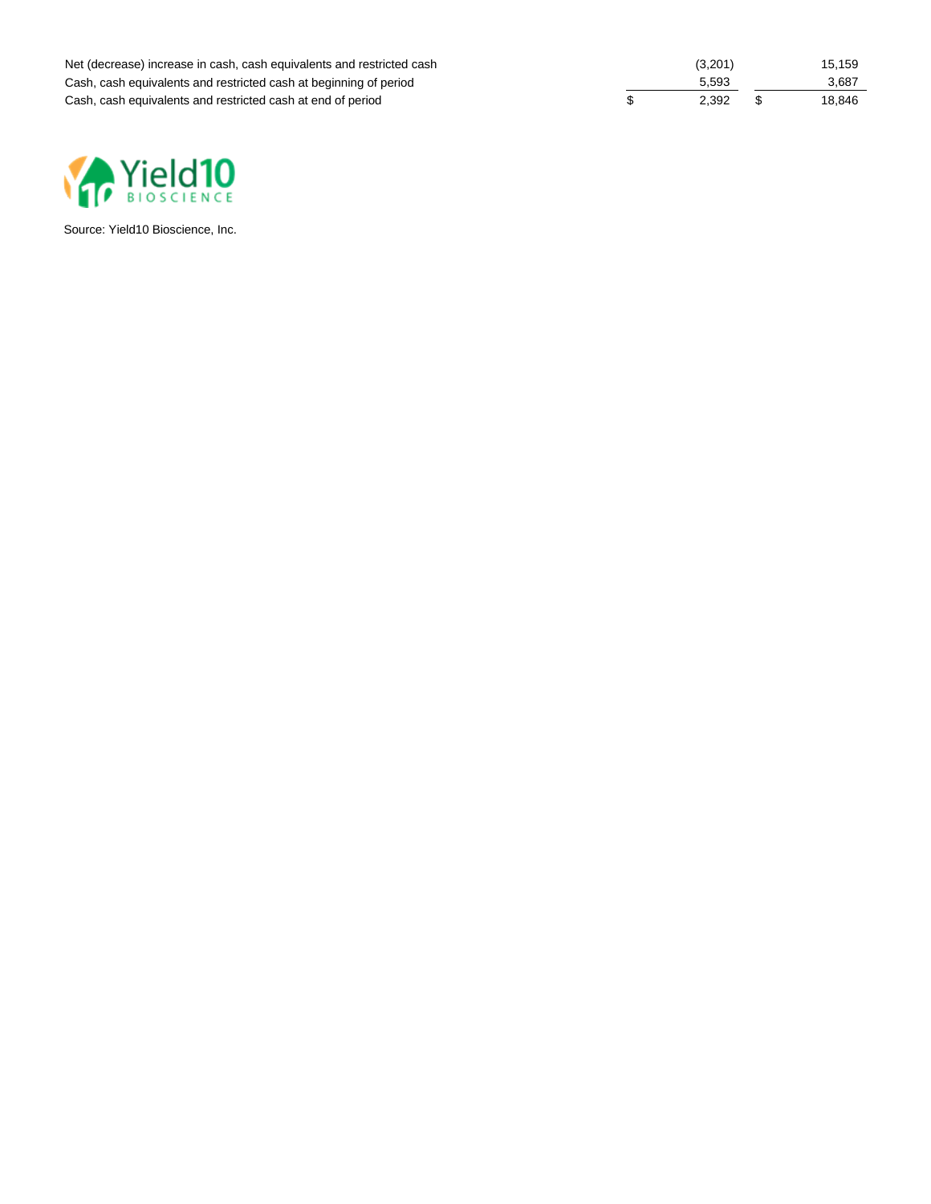| | | |
|---|---|---|
| Net (decrease) increase in cash, cash equivalents and restricted cash | (3,201) | 15,159 |
| Cash, cash equivalents and restricted cash at beginning of period | 5,593 | 3,687 |
| Cash, cash equivalents and restricted cash at end of period | $ 2,392 | $ 18,846 |

Source: Yield10 Bioscience, Inc.